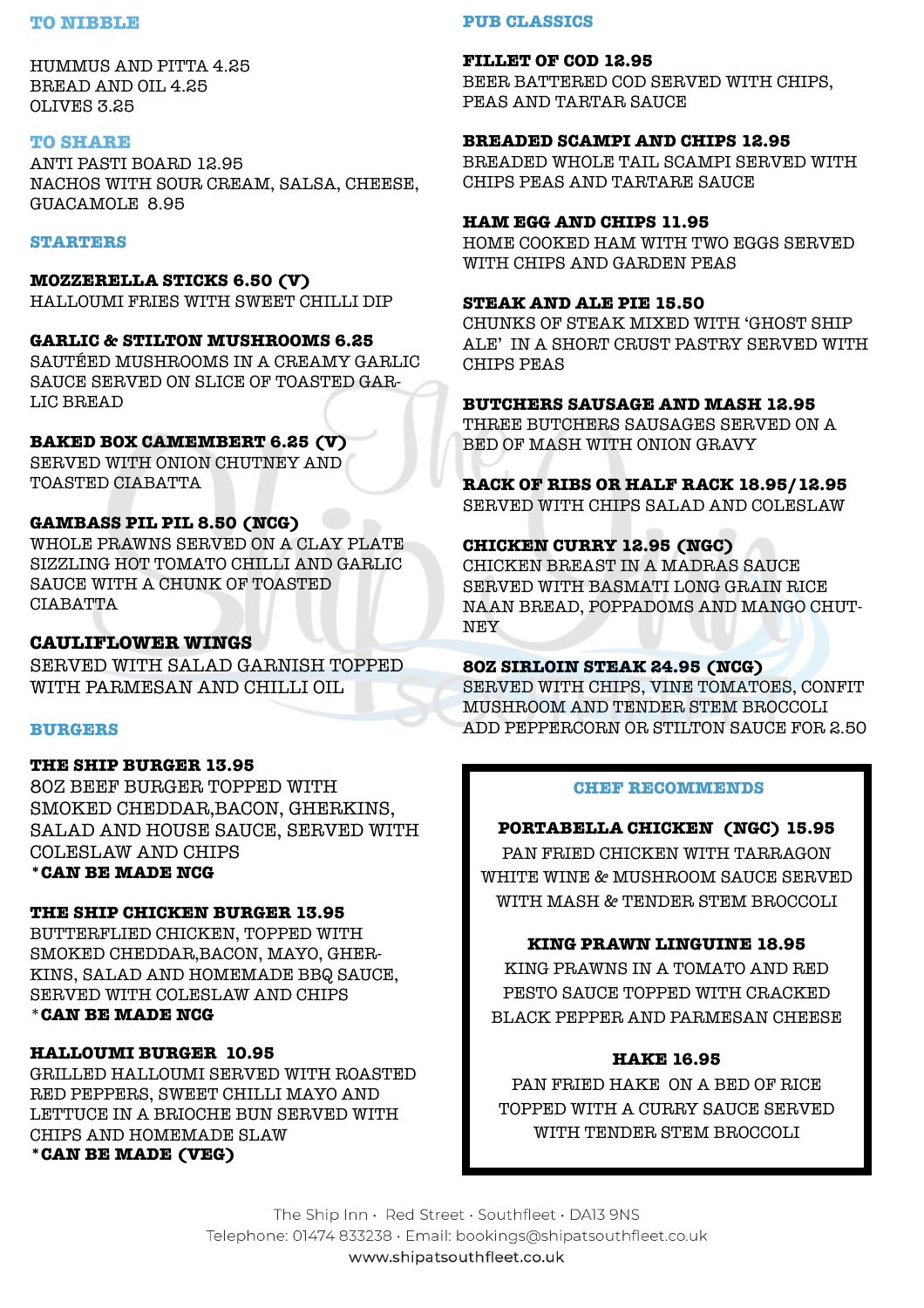## TO NIBBLE

HUMMUS AND PITTA 4.25
BREAD AND OIL 4.25
OLIVES 3.25

## TO SHARE

ANTI PASTI BOARD 12.95
NACHOS WITH SOUR CREAM, SALSA, CHEESE, GUACAMOLE 8.95

## STARTERS

**MOZZERELLA STICKS 6.50 (V)**
HALLOUMI FRIES WITH SWEET CHILLI DIP

**GARLIC & STILTON MUSHROOMS 6.25**
SAUTÉED MUSHROOMS IN A CREAMY GARLIC SAUCE SERVED ON SLICE OF TOASTED GARLIC BREAD

**BAKED BOX CAMEMBERT 6.25 (V)**
SERVED WITH ONION CHUTNEY AND TOASTED CIABATTA

**GAMBASS PIL PIL 8.50 (NCG)**
WHOLE PRAWNS SERVED ON A CLAY PLATE SIZZLING HOT TOMATO CHILLI AND GARLIC SAUCE WITH A CHUNK OF TOASTED CIABATTA

**CAULIFLOWER WINGS**
SERVED WITH SALAD GARNISH TOPPED WITH PARMESAN AND CHILLI OIL

## BURGERS

**THE SHIP BURGER 13.95**
8OZ BEEF BURGER TOPPED WITH SMOKED CHEDDAR,BACON, GHERKINS, SALAD AND HOUSE SAUCE, SERVED WITH COLESLAW AND CHIPS
***CAN BE MADE NCG**

**THE SHIP CHICKEN BURGER 13.95**
BUTTERFLIED CHICKEN, TOPPED WITH SMOKED CHEDDAR,BACON, MAYO, GHERKINS, SALAD AND HOMEMADE BBQ SAUCE, SERVED WITH COLESLAW AND CHIPS
***CAN BE MADE NCG**

**HALLOUMI BURGER 10.95**
GRILLED HALLOUMI SERVED WITH ROASTED RED PEPPERS, SWEET CHILLI MAYO AND LETTUCE IN A BRIOCHE BUN SERVED WITH CHIPS AND HOMEMADE SLAW
***CAN BE MADE (VEG)**

## PUB CLASSICS

**FILLET OF COD 12.95**
BEER BATTERED COD SERVED WITH CHIPS, PEAS AND TARTAR SAUCE

**BREADED SCAMPI AND CHIPS 12.95**
BREADED WHOLE TAIL SCAMPI SERVED WITH CHIPS PEAS AND TARTARE SAUCE

**HAM EGG AND CHIPS 11.95**
HOME COOKED HAM WITH TWO EGGS SERVED WITH CHIPS AND GARDEN PEAS

**STEAK AND ALE PIE 15.50**
CHUNKS OF STEAK MIXED WITH 'GHOST SHIP ALE' IN A SHORT CRUST PASTRY SERVED WITH CHIPS PEAS

**BUTCHERS SAUSAGE AND MASH 12.95**
THREE BUTCHERS SAUSAGES SERVED ON A BED OF MASH WITH ONION GRAVY

**RACK OF RIBS OR HALF RACK 18.95/12.95**
SERVED WITH CHIPS SALAD AND COLESLAW

**CHICKEN CURRY 12.95 (NGC)**
CHICKEN BREAST IN A MADRAS SAUCE SERVED WITH BASMATI LONG GRAIN RICE NAAN BREAD, POPPADOMS AND MANGO CHUTNEY

**8OZ SIRLOIN STEAK 24.95 (NCG)**
SERVED WITH CHIPS, VINE TOMATOES, CONFIT MUSHROOM AND TENDER STEM BROCCOLI
ADD PEPPERCORN OR STILTON SAUCE FOR 2.50

## CHEF RECOMMENDS

**PORTABELLA CHICKEN (NGC) 15.95**
PAN FRIED CHICKEN WITH TARRAGON WHITE WINE & MUSHROOM SAUCE SERVED WITH MASH & TENDER STEM BROCCOLI

**KING PRAWN LINGUINE 18.95**
KING PRAWNS IN A TOMATO AND RED PESTO SAUCE TOPPED WITH CRACKED BLACK PEPPER AND PARMESAN CHEESE

**HAKE 16.95**
PAN FRIED HAKE ON A BED OF RICE TOPPED WITH A CURRY SAUCE SERVED WITH TENDER STEM BROCCOLI

The Ship Inn · Red Street · Southfleet · DA13 9NS
Telephone: 01474 833238 · Email: bookings@shipatsouthfleet.co.uk
www.shipatsouthfleet.co.uk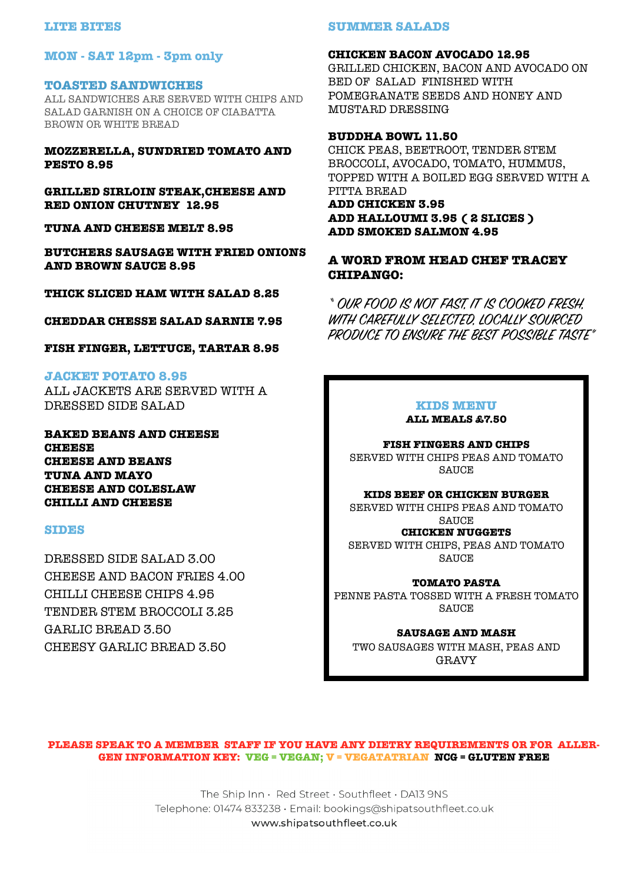## LITE BITES

### MON - SAT 12pm - 3pm only

### TOASTED SANDWICHES

ALL SANDWICHES ARE SERVED WITH CHIPS AND SALAD GARNISH ON A CHOICE OF CIABATTA BROWN OR WHITE BREAD

**MOZZERELLA, SUNDRIED TOMATO AND PESTO 8.95**

**GRILLED SIRLOIN STEAK,CHEESE AND RED ONION CHUTNEY 12.95**

**TUNA AND CHEESE MELT 8.95**

**BUTCHERS SAUSAGE WITH FRIED ONIONS AND BROWN SAUCE 8.95**

**THICK SLICED HAM WITH SALAD 8.25**

**CHEDDAR CHESSE SALAD SARNIE 7.95**

**FISH FINGER, LETTUCE, TARTAR 8.95**

### JACKET POTATO 8.95

ALL JACKETS ARE SERVED WITH A DRESSED SIDE SALAD

**BAKED BEANS AND CHEESE**
**CHEESE**
**CHEESE AND BEANS**
**TUNA AND MAYO**
**CHEESE AND COLESLAW**
**CHILLI AND CHEESE**

### SIDES

DRESSED SIDE SALAD 3.00
CHEESE AND BACON FRIES 4.00
CHILLI CHEESE CHIPS 4.95
TENDER STEM BROCCOLI 3.25
GARLIC BREAD 3.50
CHEESY GARLIC BREAD 3.50

## SUMMER SALADS

**CHICKEN BACON AVOCADO 12.95**
GRILLED CHICKEN, BACON AND AVOCADO ON BED OF SALAD FINISHED WITH POMEGRANATE SEEDS AND HONEY AND MUSTARD DRESSING

**BUDDHA BOWL 11.50**
CHICK PEAS, BEETROOT, TENDER STEM BROCCOLI, AVOCADO, TOMATO, HUMMUS, TOPPED WITH A BOILED EGG SERVED WITH A PITTA BREAD
**ADD CHICKEN 3.95**
**ADD HALLOUMI 3.95 ( 2 SLICES )**
**ADD SMOKED SALMON 4.95**

### A WORD FROM HEAD CHEF TRACEY CHIPANGO:

*" OUR FOOD IS NOT FAST, IT IS COOKED FRESH, WITH CAREFULLY SELECTED, LOCALLY SOURCED PRODUCE TO ENSURE THE BEST POSSIBLE TASTE"*

### KIDS MENU

**ALL MEALS £7.50**

**FISH FINGERS AND CHIPS**
SERVED WITH CHIPS PEAS AND TOMATO SAUCE

**KIDS BEEF OR CHICKEN BURGER**
SERVED WITH CHIPS PEAS AND TOMATO SAUCE

**CHICKEN NUGGETS**
SERVED WITH CHIPS, PEAS AND TOMATO SAUCE

**TOMATO PASTA**
PENNE PASTA TOSSED WITH A FRESH TOMATO SAUCE

**SAUSAGE AND MASH**
TWO SAUSAGES WITH MASH, PEAS AND GRAVY

**PLEASE SPEAK TO A MEMBER STAFF IF YOU HAVE ANY DIETRY REQUIREMENTS OR FOR ALLERGEN INFORMATION KEY: VEG = VEGAN; V = VEGATATRIAN NCG = GLUTEN FREE**

The Ship Inn · Red Street · Southfleet · DA13 9NS
Telephone: 01474 833238 · Email: bookings@shipatsouthfleet.co.uk
www.shipatsouthfleet.co.uk